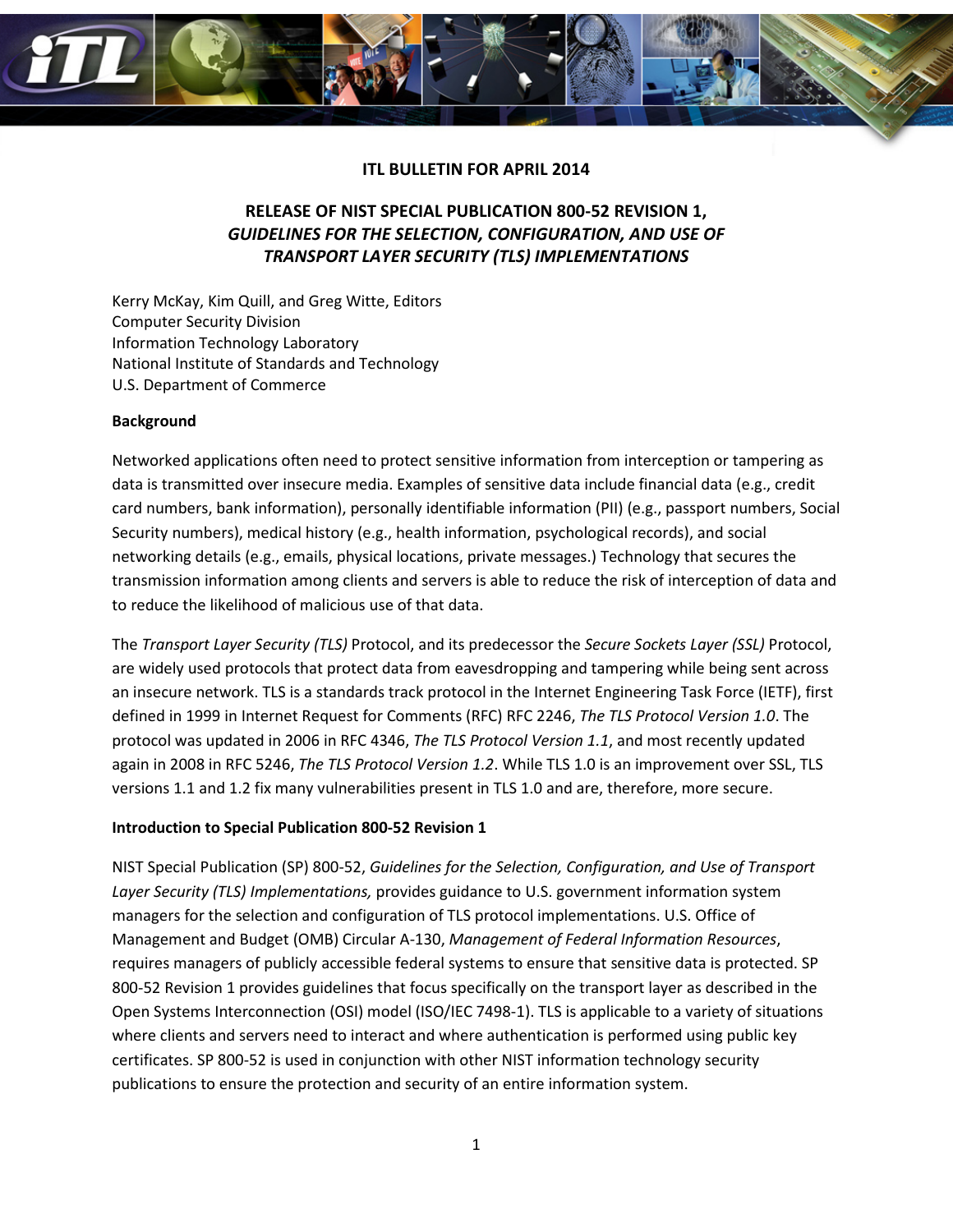# ITL BULLETIN FOR APRIL 2014

## RELEASE OF NIST SPECIAL PUBLICATION 800-52 REVISION 1, *GUIDELINES FOR THE SELECTION, CONFIGURATION, AND USE OF TRANSPORT LAYER SECURITY (TLS) IMPLEMENTATIONS*

Kerry McKay, Kim Quill, and Greg Witte, Editors
Computer Security Division
Information Technology Laboratory
National Institute of Standards and Technology
U.S. Department of Commerce

**Background**

Networked applications often need to protect sensitive information from interception or tampering as data is transmitted over insecure media. Examples of sensitive data include financial data (e.g., credit card numbers, bank information), personally identifiable information (PII) (e.g., passport numbers, Social Security numbers), medical history (e.g., health information, psychological records), and social networking details (e.g., emails, physical locations, private messages.) Technology that secures the transmission information among clients and servers is able to reduce the risk of interception of data and to reduce the likelihood of malicious use of that data.

The *Transport Layer Security (TLS)* Protocol, and its predecessor the *Secure Sockets Layer (SSL)* Protocol, are widely used protocols that protect data from eavesdropping and tampering while being sent across an insecure network. TLS is a standards track protocol in the Internet Engineering Task Force (IETF), first defined in 1999 in Internet Request for Comments (RFC) RFC 2246, *The TLS Protocol Version 1.0*. The protocol was updated in 2006 in RFC 4346, *The TLS Protocol Version 1.1*, and most recently updated again in 2008 in RFC 5246, *The TLS Protocol Version 1.2*. While TLS 1.0 is an improvement over SSL, TLS versions 1.1 and 1.2 fix many vulnerabilities present in TLS 1.0 and are, therefore, more secure.

**Introduction to Special Publication 800-52 Revision 1**

NIST Special Publication (SP) 800-52, *Guidelines for the Selection, Configuration, and Use of Transport Layer Security (TLS) Implementations,* provides guidance to U.S. government information system managers for the selection and configuration of TLS protocol implementations. U.S. Office of Management and Budget (OMB) Circular A-130, *Management of Federal Information Resources*, requires managers of publicly accessible federal systems to ensure that sensitive data is protected. SP 800-52 Revision 1 provides guidelines that focus specifically on the transport layer as described in the Open Systems Interconnection (OSI) model (ISO/IEC 7498-1). TLS is applicable to a variety of situations where clients and servers need to interact and where authentication is performed using public key certificates. SP 800-52 is used in conjunction with other NIST information technology security publications to ensure the protection and security of an entire information system.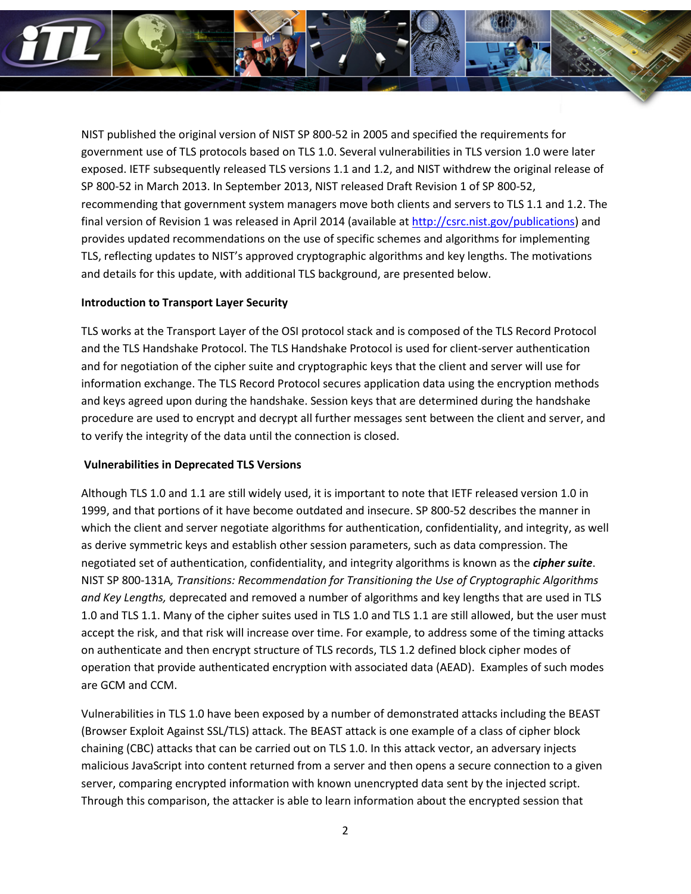NIST published the original version of NIST SP 800-52 in 2005 and specified the requirements for government use of TLS protocols based on TLS 1.0. Several vulnerabilities in TLS version 1.0 were later exposed. IETF subsequently released TLS versions 1.1 and 1.2, and NIST withdrew the original release of SP 800-52 in March 2013. In September 2013, NIST released Draft Revision 1 of SP 800-52, recommending that government system managers move both clients and servers to TLS 1.1 and 1.2. The final version of Revision 1 was released in April 2014 (available at [http://csrc.nist.gov/publications](http://csrc.nist.gov/publications)) and provides updated recommendations on the use of specific schemes and algorithms for implementing TLS, reflecting updates to NIST's approved cryptographic algorithms and key lengths. The motivations and details for this update, with additional TLS background, are presented below.

**Introduction to Transport Layer Security**

TLS works at the Transport Layer of the OSI protocol stack and is composed of the TLS Record Protocol and the TLS Handshake Protocol. The TLS Handshake Protocol is used for client-server authentication and for negotiation of the cipher suite and cryptographic keys that the client and server will use for information exchange. The TLS Record Protocol secures application data using the encryption methods and keys agreed upon during the handshake. Session keys that are determined during the handshake procedure are used to encrypt and decrypt all further messages sent between the client and server, and to verify the integrity of the data until the connection is closed.

**Vulnerabilities in Deprecated TLS Versions**

Although TLS 1.0 and 1.1 are still widely used, it is important to note that IETF released version 1.0 in 1999, and that portions of it have become outdated and insecure. SP 800-52 describes the manner in which the client and server negotiate algorithms for authentication, confidentiality, and integrity, as well as derive symmetric keys and establish other session parameters, such as data compression. The negotiated set of authentication, confidentiality, and integrity algorithms is known as the ***cipher suite***. NIST SP 800-131A*, Transitions: Recommendation for Transitioning the Use of Cryptographic Algorithms and Key Lengths,* deprecated and removed a number of algorithms and key lengths that are used in TLS 1.0 and TLS 1.1. Many of the cipher suites used in TLS 1.0 and TLS 1.1 are still allowed, but the user must accept the risk, and that risk will increase over time. For example, to address some of the timing attacks on authenticate and then encrypt structure of TLS records, TLS 1.2 defined block cipher modes of operation that provide authenticated encryption with associated data (AEAD). Examples of such modes are GCM and CCM.

Vulnerabilities in TLS 1.0 have been exposed by a number of demonstrated attacks including the BEAST (Browser Exploit Against SSL/TLS) attack. The BEAST attack is one example of a class of cipher block chaining (CBC) attacks that can be carried out on TLS 1.0. In this attack vector, an adversary injects malicious JavaScript into content returned from a server and then opens a secure connection to a given server, comparing encrypted information with known unencrypted data sent by the injected script. Through this comparison, the attacker is able to learn information about the encrypted session that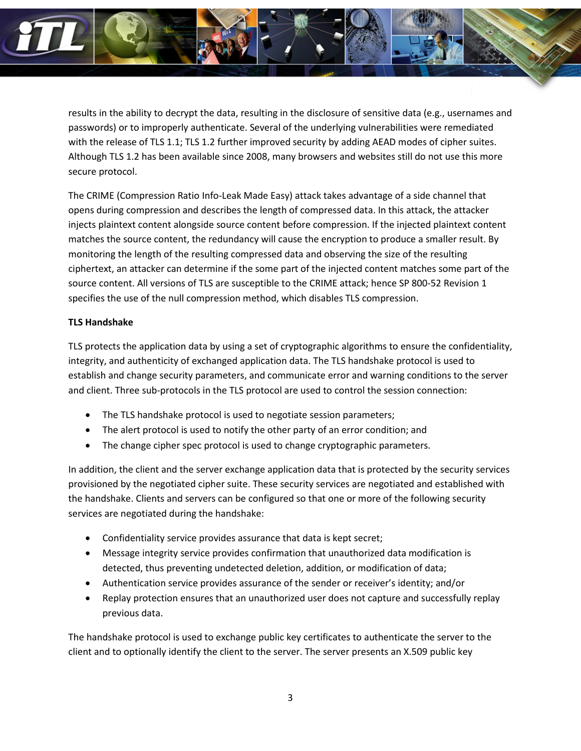results in the ability to decrypt the data, resulting in the disclosure of sensitive data (e.g., usernames and passwords) or to improperly authenticate. Several of the underlying vulnerabilities were remediated with the release of TLS 1.1; TLS 1.2 further improved security by adding AEAD modes of cipher suites. Although TLS 1.2 has been available since 2008, many browsers and websites still do not use this more secure protocol.

The CRIME (Compression Ratio Info-Leak Made Easy) attack takes advantage of a side channel that opens during compression and describes the length of compressed data. In this attack, the attacker injects plaintext content alongside source content before compression. If the injected plaintext content matches the source content, the redundancy will cause the encryption to produce a smaller result. By monitoring the length of the resulting compressed data and observing the size of the resulting ciphertext, an attacker can determine if the some part of the injected content matches some part of the source content. All versions of TLS are susceptible to the CRIME attack; hence SP 800-52 Revision 1 specifies the use of the null compression method, which disables TLS compression.

**TLS Handshake**

TLS protects the application data by using a set of cryptographic algorithms to ensure the confidentiality, integrity, and authenticity of exchanged application data. The TLS handshake protocol is used to establish and change security parameters, and communicate error and warning conditions to the server and client. Three sub-protocols in the TLS protocol are used to control the session connection:

- The TLS handshake protocol is used to negotiate session parameters;
- The alert protocol is used to notify the other party of an error condition; and
- The change cipher spec protocol is used to change cryptographic parameters.

In addition, the client and the server exchange application data that is protected by the security services provisioned by the negotiated cipher suite. These security services are negotiated and established with the handshake. Clients and servers can be configured so that one or more of the following security services are negotiated during the handshake:

- Confidentiality service provides assurance that data is kept secret;
- Message integrity service provides confirmation that unauthorized data modification is detected, thus preventing undetected deletion, addition, or modification of data;
- Authentication service provides assurance of the sender or receiver's identity; and/or
- Replay protection ensures that an unauthorized user does not capture and successfully replay previous data.

The handshake protocol is used to exchange public key certificates to authenticate the server to the client and to optionally identify the client to the server. The server presents an X.509 public key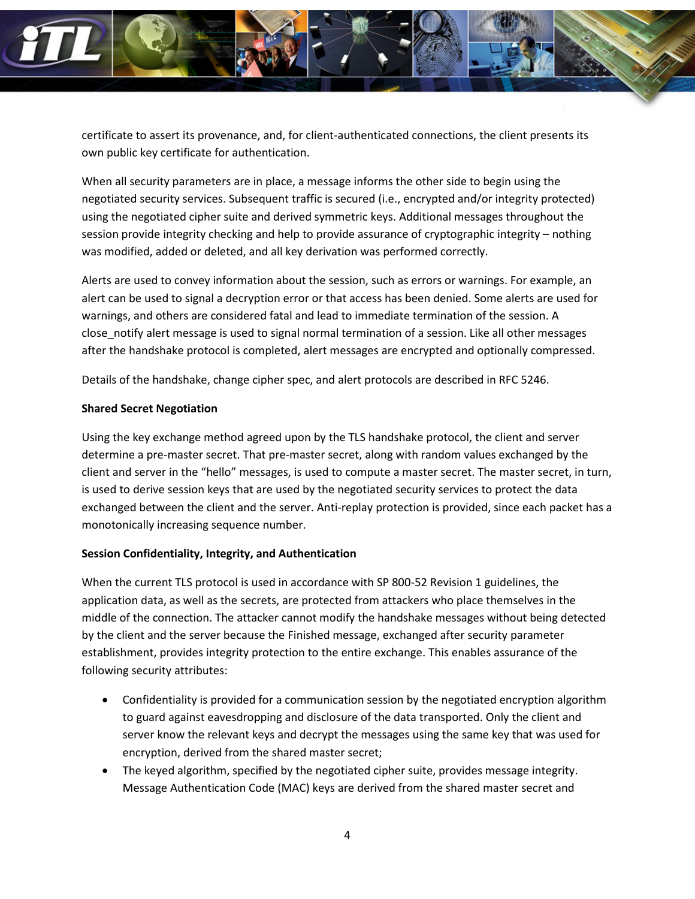certificate to assert its provenance, and, for client-authenticated connections, the client presents its own public key certificate for authentication.

When all security parameters are in place, a message informs the other side to begin using the negotiated security services. Subsequent traffic is secured (i.e., encrypted and/or integrity protected) using the negotiated cipher suite and derived symmetric keys. Additional messages throughout the session provide integrity checking and help to provide assurance of cryptographic integrity – nothing was modified, added or deleted, and all key derivation was performed correctly.

Alerts are used to convey information about the session, such as errors or warnings. For example, an alert can be used to signal a decryption error or that access has been denied. Some alerts are used for warnings, and others are considered fatal and lead to immediate termination of the session. A close_notify alert message is used to signal normal termination of a session. Like all other messages after the handshake protocol is completed, alert messages are encrypted and optionally compressed.

Details of the handshake, change cipher spec, and alert protocols are described in RFC 5246.

**Shared Secret Negotiation**

Using the key exchange method agreed upon by the TLS handshake protocol, the client and server determine a pre-master secret. That pre-master secret, along with random values exchanged by the client and server in the "hello" messages, is used to compute a master secret. The master secret, in turn, is used to derive session keys that are used by the negotiated security services to protect the data exchanged between the client and the server. Anti-replay protection is provided, since each packet has a monotonically increasing sequence number.

**Session Confidentiality, Integrity, and Authentication**

When the current TLS protocol is used in accordance with SP 800-52 Revision 1 guidelines, the application data, as well as the secrets, are protected from attackers who place themselves in the middle of the connection. The attacker cannot modify the handshake messages without being detected by the client and the server because the Finished message, exchanged after security parameter establishment, provides integrity protection to the entire exchange. This enables assurance of the following security attributes:

- Confidentiality is provided for a communication session by the negotiated encryption algorithm to guard against eavesdropping and disclosure of the data transported. Only the client and server know the relevant keys and decrypt the messages using the same key that was used for encryption, derived from the shared master secret;
- The keyed algorithm, specified by the negotiated cipher suite, provides message integrity. Message Authentication Code (MAC) keys are derived from the shared master secret and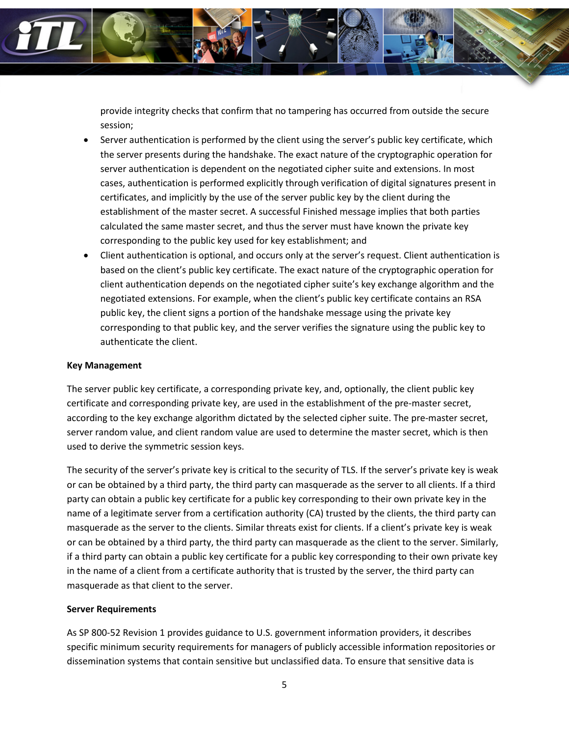provide integrity checks that confirm that no tampering has occurred from outside the secure session;

- Server authentication is performed by the client using the server's public key certificate, which the server presents during the handshake. The exact nature of the cryptographic operation for server authentication is dependent on the negotiated cipher suite and extensions. In most cases, authentication is performed explicitly through verification of digital signatures present in certificates, and implicitly by the use of the server public key by the client during the establishment of the master secret. A successful Finished message implies that both parties calculated the same master secret, and thus the server must have known the private key corresponding to the public key used for key establishment; and
- Client authentication is optional, and occurs only at the server's request. Client authentication is based on the client's public key certificate. The exact nature of the cryptographic operation for client authentication depends on the negotiated cipher suite's key exchange algorithm and the negotiated extensions. For example, when the client's public key certificate contains an RSA public key, the client signs a portion of the handshake message using the private key corresponding to that public key, and the server verifies the signature using the public key to authenticate the client.

**Key Management**

The server public key certificate, a corresponding private key, and, optionally, the client public key certificate and corresponding private key, are used in the establishment of the pre-master secret, according to the key exchange algorithm dictated by the selected cipher suite. The pre-master secret, server random value, and client random value are used to determine the master secret, which is then used to derive the symmetric session keys.

The security of the server's private key is critical to the security of TLS. If the server's private key is weak or can be obtained by a third party, the third party can masquerade as the server to all clients. If a third party can obtain a public key certificate for a public key corresponding to their own private key in the name of a legitimate server from a certification authority (CA) trusted by the clients, the third party can masquerade as the server to the clients. Similar threats exist for clients. If a client's private key is weak or can be obtained by a third party, the third party can masquerade as the client to the server. Similarly, if a third party can obtain a public key certificate for a public key corresponding to their own private key in the name of a client from a certificate authority that is trusted by the server, the third party can masquerade as that client to the server.

**Server Requirements**

As SP 800-52 Revision 1 provides guidance to U.S. government information providers, it describes specific minimum security requirements for managers of publicly accessible information repositories or dissemination systems that contain sensitive but unclassified data. To ensure that sensitive data is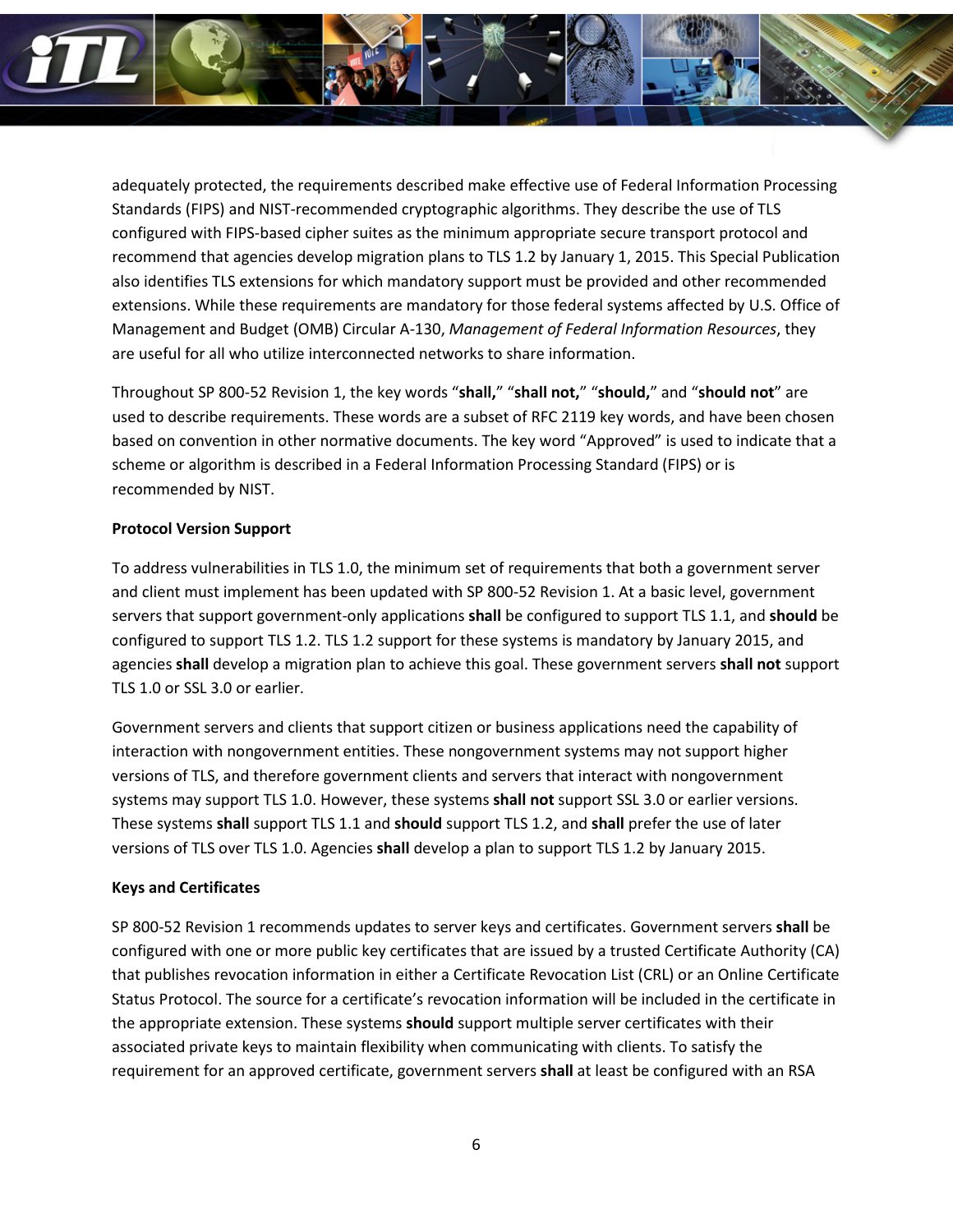adequately protected, the requirements described make effective use of Federal Information Processing Standards (FIPS) and NIST-recommended cryptographic algorithms. They describe the use of TLS configured with FIPS-based cipher suites as the minimum appropriate secure transport protocol and recommend that agencies develop migration plans to TLS 1.2 by January 1, 2015. This Special Publication also identifies TLS extensions for which mandatory support must be provided and other recommended extensions. While these requirements are mandatory for those federal systems affected by U.S. Office of Management and Budget (OMB) Circular A-130, *Management of Federal Information Resources*, they are useful for all who utilize interconnected networks to share information.

Throughout SP 800-52 Revision 1, the key words "**shall,**" "**shall not,**" "**should,**" and "**should not**" are used to describe requirements. These words are a subset of RFC 2119 key words, and have been chosen based on convention in other normative documents. The key word "Approved" is used to indicate that a scheme or algorithm is described in a Federal Information Processing Standard (FIPS) or is recommended by NIST.

**Protocol Version Support**

To address vulnerabilities in TLS 1.0, the minimum set of requirements that both a government server and client must implement has been updated with SP 800-52 Revision 1. At a basic level, government servers that support government-only applications **shall** be configured to support TLS 1.1, and **should** be configured to support TLS 1.2. TLS 1.2 support for these systems is mandatory by January 2015, and agencies **shall** develop a migration plan to achieve this goal. These government servers **shall not** support TLS 1.0 or SSL 3.0 or earlier.

Government servers and clients that support citizen or business applications need the capability of interaction with nongovernment entities. These nongovernment systems may not support higher versions of TLS, and therefore government clients and servers that interact with nongovernment systems may support TLS 1.0. However, these systems **shall not** support SSL 3.0 or earlier versions. These systems **shall** support TLS 1.1 and **should** support TLS 1.2, and **shall** prefer the use of later versions of TLS over TLS 1.0. Agencies **shall** develop a plan to support TLS 1.2 by January 2015.

**Keys and Certificates**

SP 800-52 Revision 1 recommends updates to server keys and certificates. Government servers **shall** be configured with one or more public key certificates that are issued by a trusted Certificate Authority (CA) that publishes revocation information in either a Certificate Revocation List (CRL) or an Online Certificate Status Protocol. The source for a certificate's revocation information will be included in the certificate in the appropriate extension. These systems **should** support multiple server certificates with their associated private keys to maintain flexibility when communicating with clients. To satisfy the requirement for an approved certificate, government servers **shall** at least be configured with an RSA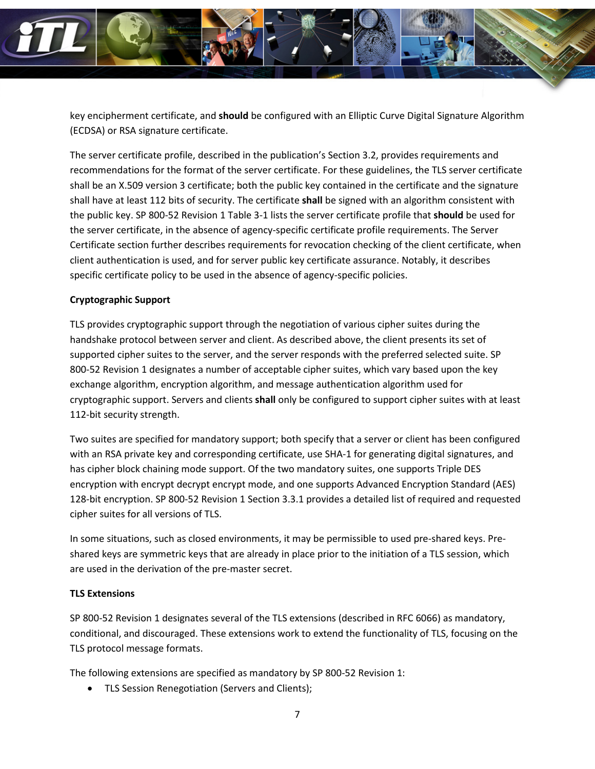key encipherment certificate, and **should** be configured with an Elliptic Curve Digital Signature Algorithm (ECDSA) or RSA signature certificate.

The server certificate profile, described in the publication's Section 3.2, provides requirements and recommendations for the format of the server certificate. For these guidelines, the TLS server certificate shall be an X.509 version 3 certificate; both the public key contained in the certificate and the signature shall have at least 112 bits of security. The certificate **shall** be signed with an algorithm consistent with the public key. SP 800-52 Revision 1 Table 3-1 lists the server certificate profile that **should** be used for the server certificate, in the absence of agency-specific certificate profile requirements. The Server Certificate section further describes requirements for revocation checking of the client certificate, when client authentication is used, and for server public key certificate assurance. Notably, it describes specific certificate policy to be used in the absence of agency-specific policies.

**Cryptographic Support**

TLS provides cryptographic support through the negotiation of various cipher suites during the handshake protocol between server and client. As described above, the client presents its set of supported cipher suites to the server, and the server responds with the preferred selected suite. SP 800-52 Revision 1 designates a number of acceptable cipher suites, which vary based upon the key exchange algorithm, encryption algorithm, and message authentication algorithm used for cryptographic support. Servers and clients **shall** only be configured to support cipher suites with at least 112-bit security strength.

Two suites are specified for mandatory support; both specify that a server or client has been configured with an RSA private key and corresponding certificate, use SHA-1 for generating digital signatures, and has cipher block chaining mode support. Of the two mandatory suites, one supports Triple DES encryption with encrypt decrypt encrypt mode, and one supports Advanced Encryption Standard (AES) 128-bit encryption. SP 800-52 Revision 1 Section 3.3.1 provides a detailed list of required and requested cipher suites for all versions of TLS.

In some situations, such as closed environments, it may be permissible to used pre-shared keys. Pre-shared keys are symmetric keys that are already in place prior to the initiation of a TLS session, which are used in the derivation of the pre-master secret.

**TLS Extensions**

SP 800-52 Revision 1 designates several of the TLS extensions (described in RFC 6066) as mandatory, conditional, and discouraged. These extensions work to extend the functionality of TLS, focusing on the TLS protocol message formats.

The following extensions are specified as mandatory by SP 800-52 Revision 1:

- TLS Session Renegotiation (Servers and Clients);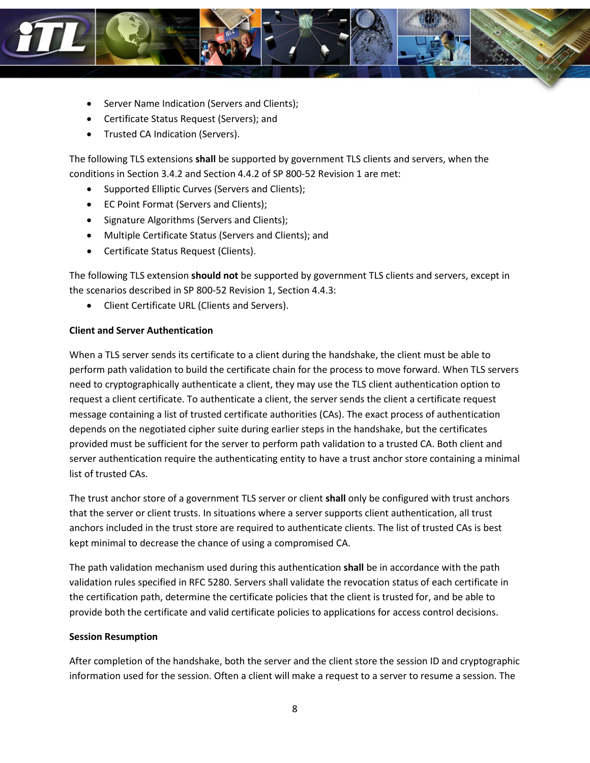- Server Name Indication (Servers and Clients);
- Certificate Status Request (Servers); and
- Trusted CA Indication (Servers).

The following TLS extensions **shall** be supported by government TLS clients and servers, when the conditions in Section 3.4.2 and Section 4.4.2 of SP 800-52 Revision 1 are met:

- Supported Elliptic Curves (Servers and Clients);
- EC Point Format (Servers and Clients);
- Signature Algorithms (Servers and Clients);
- Multiple Certificate Status (Servers and Clients); and
- Certificate Status Request (Clients).

The following TLS extension **should not** be supported by government TLS clients and servers, except in the scenarios described in SP 800-52 Revision 1, Section 4.4.3:

- Client Certificate URL (Clients and Servers).

**Client and Server Authentication**

When a TLS server sends its certificate to a client during the handshake, the client must be able to perform path validation to build the certificate chain for the process to move forward. When TLS servers need to cryptographically authenticate a client, they may use the TLS client authentication option to request a client certificate. To authenticate a client, the server sends the client a certificate request message containing a list of trusted certificate authorities (CAs). The exact process of authentication depends on the negotiated cipher suite during earlier steps in the handshake, but the certificates provided must be sufficient for the server to perform path validation to a trusted CA. Both client and server authentication require the authenticating entity to have a trust anchor store containing a minimal list of trusted CAs.

The trust anchor store of a government TLS server or client **shall** only be configured with trust anchors that the server or client trusts. In situations where a server supports client authentication, all trust anchors included in the trust store are required to authenticate clients. The list of trusted CAs is best kept minimal to decrease the chance of using a compromised CA.

The path validation mechanism used during this authentication **shall** be in accordance with the path validation rules specified in RFC 5280. Servers shall validate the revocation status of each certificate in the certification path, determine the certificate policies that the client is trusted for, and be able to provide both the certificate and valid certificate policies to applications for access control decisions.

**Session Resumption**

After completion of the handshake, both the server and the client store the session ID and cryptographic information used for the session. Often a client will make a request to a server to resume a session. The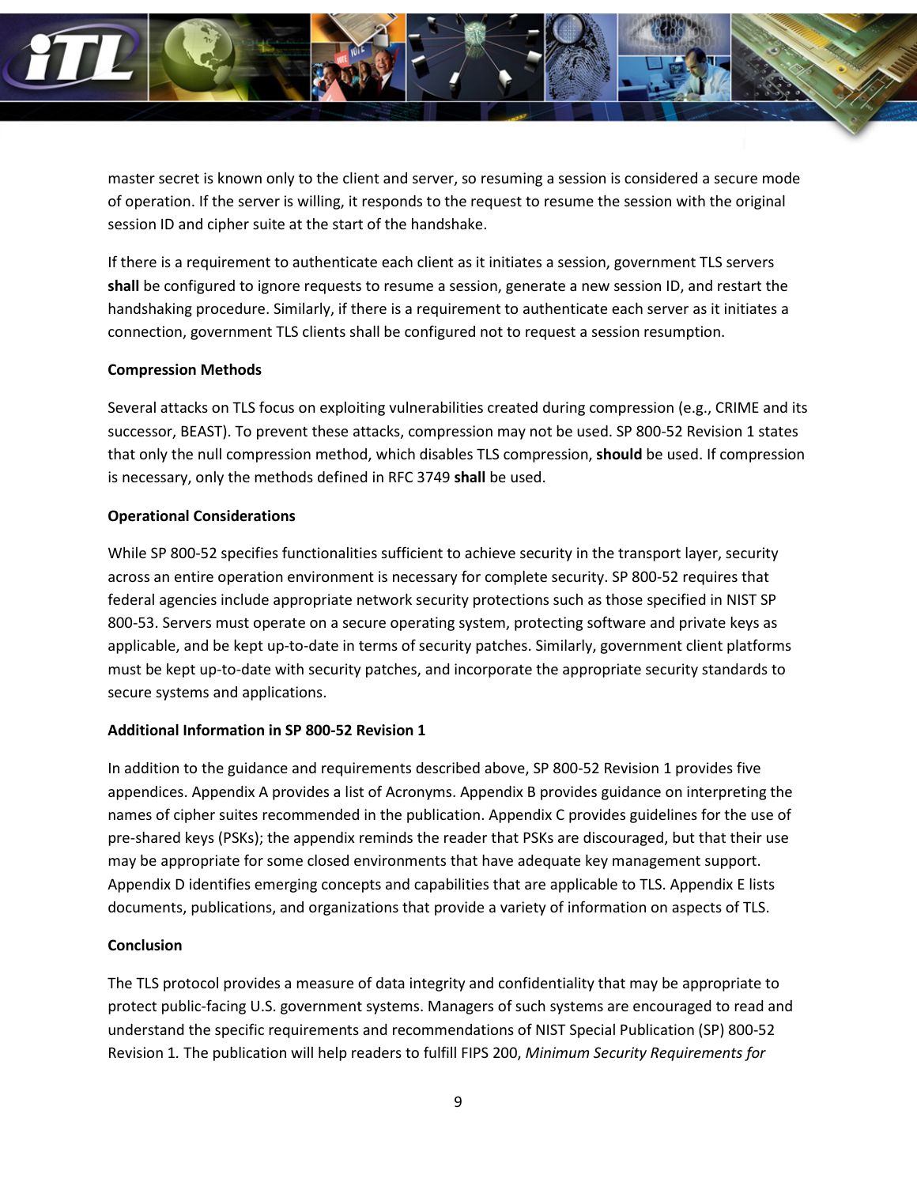master secret is known only to the client and server, so resuming a session is considered a secure mode of operation. If the server is willing, it responds to the request to resume the session with the original session ID and cipher suite at the start of the handshake.

If there is a requirement to authenticate each client as it initiates a session, government TLS servers **shall** be configured to ignore requests to resume a session, generate a new session ID, and restart the handshaking procedure. Similarly, if there is a requirement to authenticate each server as it initiates a connection, government TLS clients shall be configured not to request a session resumption.

**Compression Methods**

Several attacks on TLS focus on exploiting vulnerabilities created during compression (e.g., CRIME and its successor, BEAST). To prevent these attacks, compression may not be used. SP 800-52 Revision 1 states that only the null compression method, which disables TLS compression, **should** be used. If compression is necessary, only the methods defined in RFC 3749 **shall** be used.

**Operational Considerations**

While SP 800-52 specifies functionalities sufficient to achieve security in the transport layer, security across an entire operation environment is necessary for complete security. SP 800-52 requires that federal agencies include appropriate network security protections such as those specified in NIST SP 800-53. Servers must operate on a secure operating system, protecting software and private keys as applicable, and be kept up-to-date in terms of security patches. Similarly, government client platforms must be kept up-to-date with security patches, and incorporate the appropriate security standards to secure systems and applications.

**Additional Information in SP 800-52 Revision 1**

In addition to the guidance and requirements described above, SP 800-52 Revision 1 provides five appendices. Appendix A provides a list of Acronyms. Appendix B provides guidance on interpreting the names of cipher suites recommended in the publication. Appendix C provides guidelines for the use of pre-shared keys (PSKs); the appendix reminds the reader that PSKs are discouraged, but that their use may be appropriate for some closed environments that have adequate key management support. Appendix D identifies emerging concepts and capabilities that are applicable to TLS. Appendix E lists documents, publications, and organizations that provide a variety of information on aspects of TLS.

**Conclusion**

The TLS protocol provides a measure of data integrity and confidentiality that may be appropriate to protect public-facing U.S. government systems. Managers of such systems are encouraged to read and understand the specific requirements and recommendations of NIST Special Publication (SP) 800-52 Revision 1. The publication will help readers to fulfill FIPS 200, *Minimum Security Requirements for*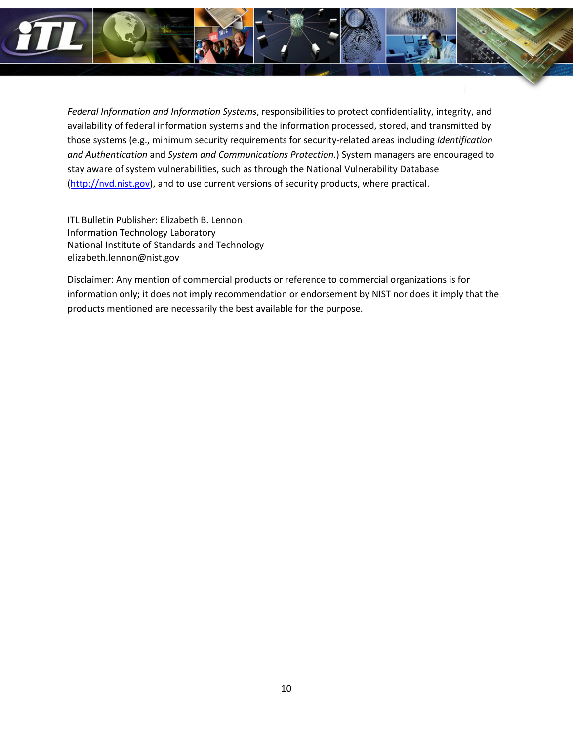*Federal Information and Information Systems*, responsibilities to protect confidentiality, integrity, and availability of federal information systems and the information processed, stored, and transmitted by those systems (e.g., minimum security requirements for security-related areas including *Identification and Authentication* and *System and Communications Protection*.) System managers are encouraged to stay aware of system vulnerabilities, such as through the National Vulnerability Database (http://nvd.nist.gov), and to use current versions of security products, where practical.

ITL Bulletin Publisher: Elizabeth B. Lennon
Information Technology Laboratory
National Institute of Standards and Technology
elizabeth.lennon@nist.gov

Disclaimer: Any mention of commercial products or reference to commercial organizations is for information only; it does not imply recommendation or endorsement by NIST nor does it imply that the products mentioned are necessarily the best available for the purpose.